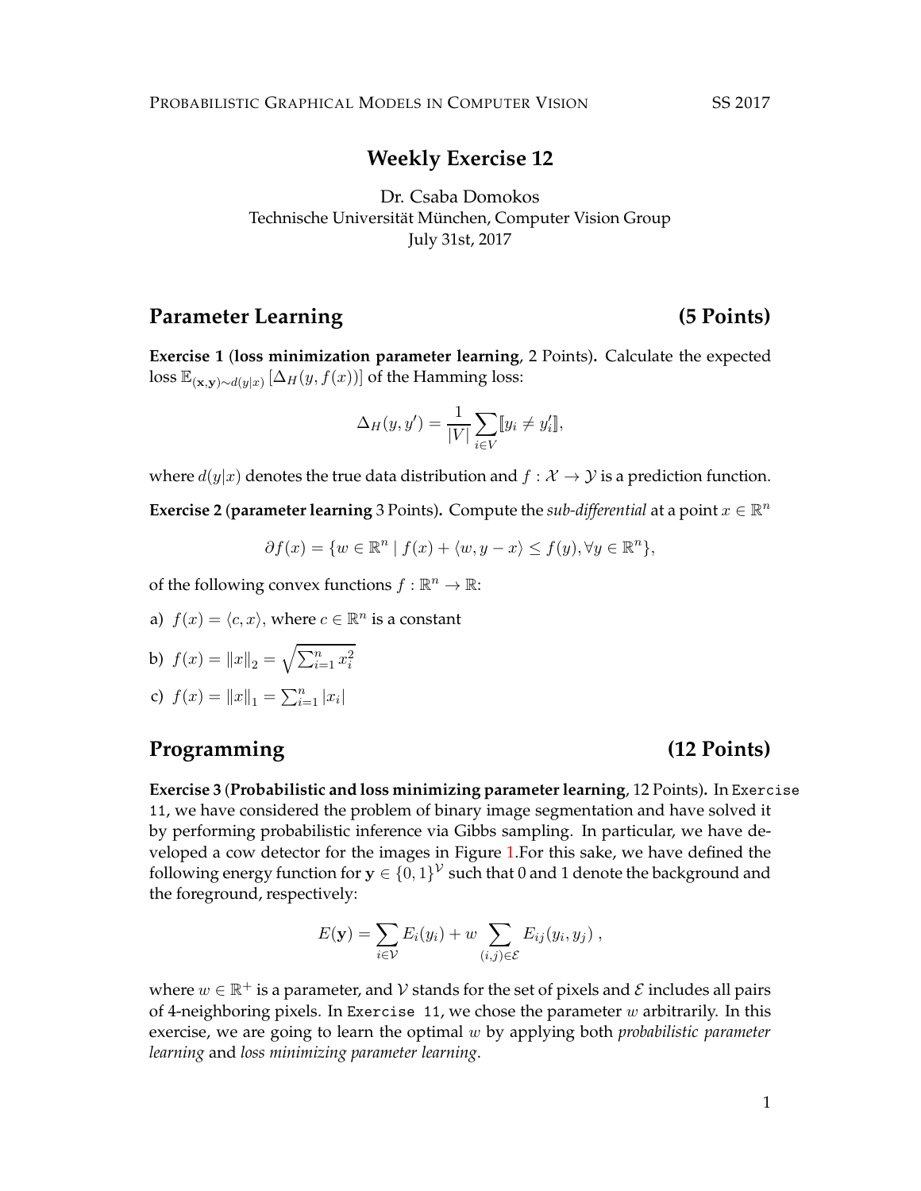# Weekly Exercise 12

Dr. Csaba Domokos
Technische Universität München, Computer Vision Group
July 31st, 2017

## Parameter Learning (5 Points)

**Exercise 1** (**loss minimization parameter learning**, 2 Points)**.** Calculate the expected loss $\mathbb{E}_{(\mathbf{x},\mathbf{y})\sim d(y|x)}\left[\Delta_H(y, f(x))\right]$ of the Hamming loss:

$$\Delta_H(y, y') = \frac{1}{|V|}\sum_{i\in V}[\![y_i \neq y'_i]\!],$$

where $d(y|x)$ denotes the true data distribution and $f : \mathcal{X} \to \mathcal{Y}$ is a prediction function.

**Exercise 2** (**parameter learning** 3 Points)**.** Compute the *sub-differential* at a point $x \in \mathbb{R}^n$

$$\partial f(x) = \{w \in \mathbb{R}^n \mid f(x) + \langle w, y - x\rangle \leq f(y), \forall y \in \mathbb{R}^n\},$$

of the following convex functions $f : \mathbb{R}^n \to \mathbb{R}$:

a) $f(x) = \langle c, x\rangle$, where $c \in \mathbb{R}^n$ is a constant

b) $f(x) = \|x\|_2 = \sqrt{\sum_{i=1}^n x_i^2}$

c) $f(x) = \|x\|_1 = \sum_{i=1}^n |x_i|$

## Programming (12 Points)

**Exercise 3** (**Probabilistic and loss minimizing parameter learning**, 12 Points)**.** In `Exercise 11`, we have considered the problem of binary image segmentation and have solved it by performing probabilistic inference via Gibbs sampling. In particular, we have developed a cow detector for the images in Figure 1.For this sake, we have defined the following energy function for $\mathbf{y} \in \{0, 1\}^{\mathcal{V}}$ such that 0 and 1 denote the background and the foreground, respectively:

$$E(\mathbf{y}) = \sum_{i\in\mathcal{V}} E_i(y_i) + w \sum_{(i,j)\in\mathcal{E}} E_{ij}(y_i, y_j)\ ,$$

where $w \in \mathbb{R}^+$ is a parameter, and $\mathcal{V}$ stands for the set of pixels and $\mathcal{E}$ includes all pairs of 4-neighboring pixels. In `Exercise 11`, we chose the parameter $w$ arbitrarily. In this exercise, we are going to learn the optimal $w$ by applying both *probabilistic parameter learning* and *loss minimizing parameter learning*.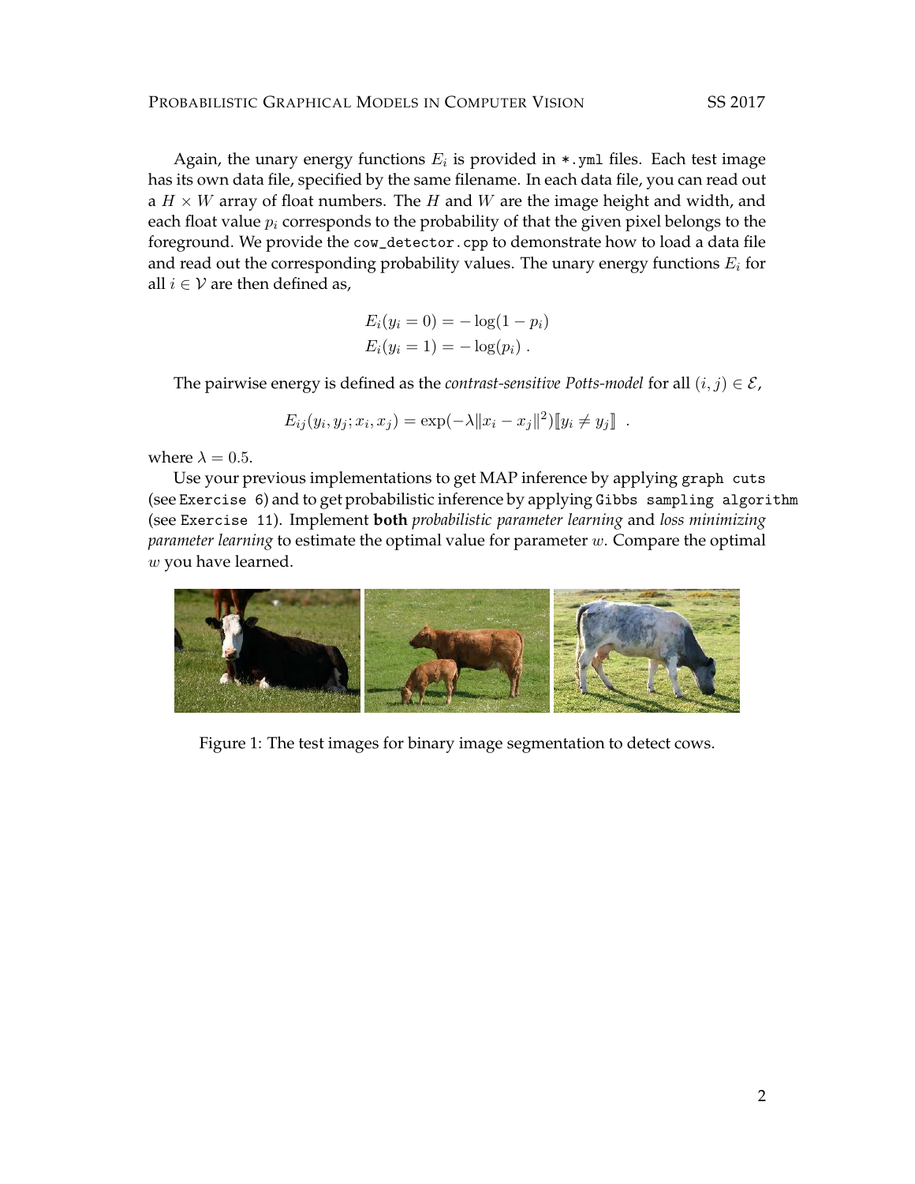Again, the unary energy functions $E_i$ is provided in `*.yml` files. Each test image has its own data file, specified by the same filename. In each data file, you can read out a $H \times W$ array of float numbers. The $H$ and $W$ are the image height and width, and each float value $p_i$ corresponds to the probability of that the given pixel belongs to the foreground. We provide the `cow_detector.cpp` to demonstrate how to load a data file and read out the corresponding probability values. The unary energy functions $E_i$ for all $i \in \mathcal{V}$ are then defined as,

$$E_i(y_i = 0) = -\log(1 - p_i)$$
$$E_i(y_i = 1) = -\log(p_i) \ .$$

The pairwise energy is defined as the *contrast-sensitive Potts-model* for all $(i, j) \in \mathcal{E}$,

$$E_{ij}(y_i, y_j; x_i, x_j) = \exp(-\lambda \|x_i - x_j\|^2) [\![ y_i \neq y_j ]\!] \ .$$

where $\lambda = 0.5$.

Use your previous implementations to get MAP inference by applying `graph cuts` (see `Exercise 6`) and to get probabilistic inference by applying `Gibbs sampling algorithm` (see `Exercise 11`). Implement **both** *probabilistic parameter learning* and *loss minimizing parameter learning* to estimate the optimal value for parameter $w$. Compare the optimal $w$ you have learned.

Figure 1: The test images for binary image segmentation to detect cows.